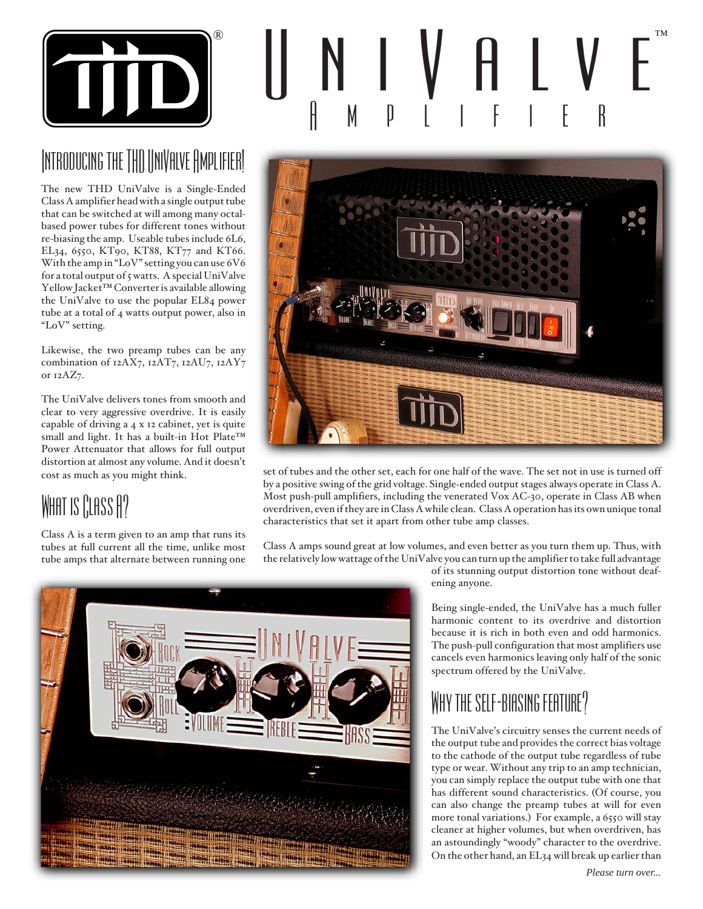# THD UniValve™ Amplifier

## Introducing the THD UniValve Amplifier!

The new THD UniValve is a Single-Ended Class A amplifier head with a single output tube that can be switched at will among many octal-based power tubes for different tones without re-biasing the amp. Useable tubes include 6L6, EL34, 6550, KT90, KT88, KT77 and KT66. With the amp in "LoV" setting you can use 6V6 for a total output of 5 watts. A special UniValve Yellow Jacket™ Converter is available allowing the UniValve to use the popular EL84 power tube at a total of 4 watts output power, also in "LoV" setting.

Likewise, the two preamp tubes can be any combination of 12AX7, 12AT7, 12AU7, 12AY7 or 12AZ7.

The UniValve delivers tones from smooth and clear to very aggressive overdrive. It is easily capable of driving a 4 x 12 cabinet, yet is quite small and light. It has a built-in Hot Plate™ Power Attenuator that allows for full output distortion at almost any volume. And it doesn't cost as much as you might think.

## What is Class A?

Class A is a term given to an amp that runs its tubes at full current all the time, unlike most tube amps that alternate between running one set of tubes and the other set, each for one half of the wave. The set not in use is turned off by a positive swing of the grid voltage. Single-ended output stages always operate in Class A. Most push-pull amplifiers, including the venerated Vox AC-30, operate in Class AB when overdriven, even if they are in Class A while clean. Class A operation has its own unique tonal characteristics that set it apart from other tube amp classes.

Class A amps sound great at low volumes, and even better as you turn them up. Thus, with the relatively low wattage of the UniValve you can turn up the amplifier to take full advantage of its stunning output distortion tone without deafening anyone.

Being single-ended, the UniValve has a much fuller harmonic content to its overdrive and distortion because it is rich in both even and odd harmonics. The push-pull configuration that most amplifiers use cancels even harmonics leaving only half of the sonic spectrum offered by the UniValve.

## Why the Self-Biasing Feature?

The UniValve's circuitry senses the current needs of the output tube and provides the correct bias voltage to the cathode of the output tube regardless of tube type or wear. Without any trip to an amp technician, you can simply replace the output tube with one that has different sound characteristics. (Of course, you can also change the preamp tubes at will for even more tonal variations.) For example, a 6550 will stay cleaner at higher volumes, but when overdriven, has an astoundingly "woody" character to the overdrive. On the other hand, an EL34 will break up earlier than

*Please turn over...*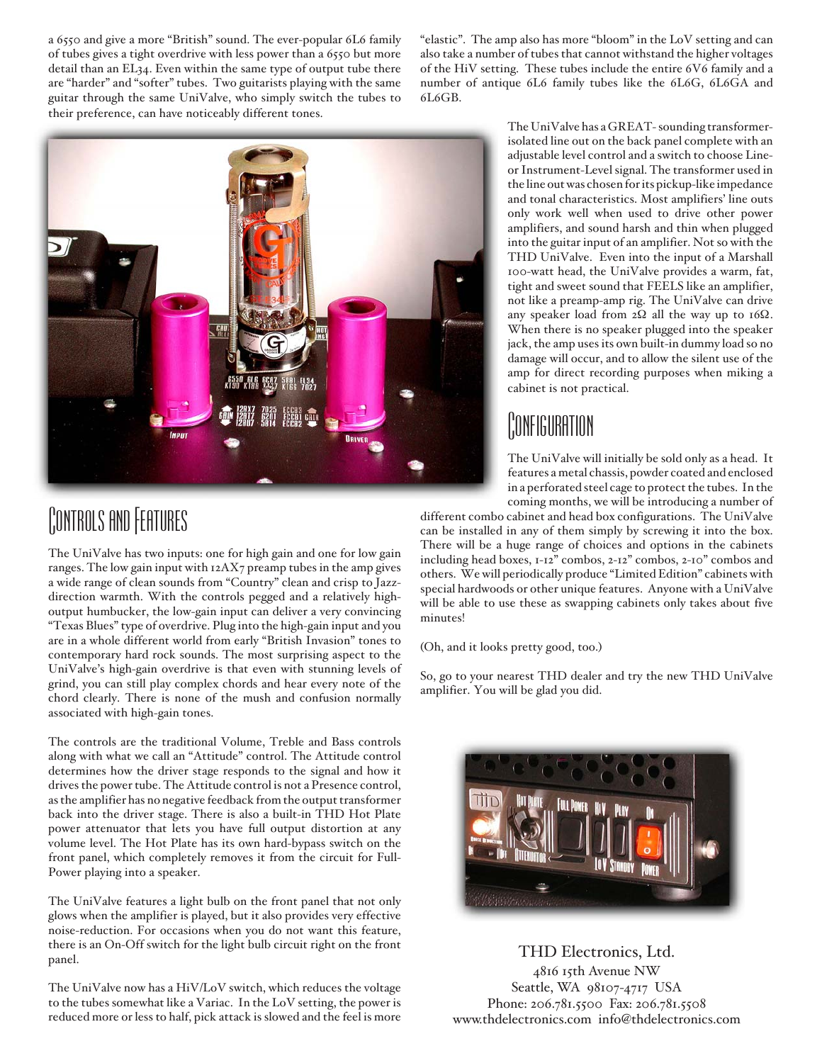a 6550 and give a more "British" sound. The ever-popular 6L6 family of tubes gives a tight overdrive with less power than a 6550 but more detail than an EL34. Even within the same type of output tube there are "harder" and "softer" tubes. Two guitarists playing with the same guitar through the same UniValve, who simply switch the tubes to their preference, can have noticeably different tones.

## Controls and Features

The UniValve has two inputs: one for high gain and one for low gain ranges. The low gain input with 12AX7 preamp tubes in the amp gives a wide range of clean sounds from "Country" clean and crisp to Jazz-direction warmth. With the controls pegged and a relatively high-output humbucker, the low-gain input can deliver a very convincing "Texas Blues" type of overdrive. Plug into the high-gain input and you are in a whole different world from early "British Invasion" tones to contemporary hard rock sounds. The most surprising aspect to the UniValve's high-gain overdrive is that even with stunning levels of grind, you can still play complex chords and hear every note of the chord clearly. There is none of the mush and confusion normally associated with high-gain tones.

The controls are the traditional Volume, Treble and Bass controls along with what we call an "Attitude" control. The Attitude control determines how the driver stage responds to the signal and how it drives the power tube. The Attitude control is not a Presence control, as the amplifier has no negative feedback from the output transformer back into the driver stage. There is also a built-in THD Hot Plate power attenuator that lets you have full output distortion at any volume level. The Hot Plate has its own hard-bypass switch on the front panel, which completely removes it from the circuit for Full-Power playing into a speaker.

The UniValve features a light bulb on the front panel that not only glows when the amplifier is played, but it also provides very effective noise-reduction. For occasions when you do not want this feature, there is an On-Off switch for the light bulb circuit right on the front panel.

The UniValve now has a HiV/LoV switch, which reduces the voltage to the tubes somewhat like a Variac. In the LoV setting, the power is reduced more or less to half, pick attack is slowed and the feel is more "elastic". The amp also has more "bloom" in the LoV setting and can also take a number of tubes that cannot withstand the higher voltages of the HiV setting. These tubes include the entire 6V6 family and a number of antique 6L6 family tubes like the 6L6G, 6L6GA and 6L6GB.

The UniValve has a GREAT- sounding transformer-isolated line out on the back panel complete with an adjustable level control and a switch to choose Line- or Instrument-Level signal. The transformer used in the line out was chosen for its pickup-like impedance and tonal characteristics. Most amplifiers' line outs only work well when used to drive other power amplifiers, and sound harsh and thin when plugged into the guitar input of an amplifier. Not so with the THD UniValve. Even into the input of a Marshall 100-watt head, the UniValve provides a warm, fat, tight and sweet sound that FEELS like an amplifier, not like a preamp-amp rig. The UniValve can drive any speaker load from 2Ω all the way up to 16Ω. When there is no speaker plugged into the speaker jack, the amp uses its own built-in dummy load so no damage will occur, and to allow the silent use of the amp for direct recording purposes when miking a cabinet is not practical.

## Configuration

The UniValve will initially be sold only as a head. It features a metal chassis, powder coated and enclosed in a perforated steel cage to protect the tubes. In the coming months, we will be introducing a number of different combo cabinet and head box configurations. The UniValve can be installed in any of them simply by screwing it into the box. There will be a huge range of choices and options in the cabinets including head boxes, 1-12" combos, 2-12" combos, 2-10" combos and others. We will periodically produce "Limited Edition" cabinets with special hardwoods or other unique features. Anyone with a UniValve will be able to use these as swapping cabinets only takes about five minutes!

(Oh, and it looks pretty good, too.)

So, go to your nearest THD dealer and try the new THD UniValve amplifier. You will be glad you did.

THD Electronics, Ltd.
4816 15th Avenue NW
Seattle, WA 98107-4717 USA
Phone: 206.781.5500 Fax: 206.781.5508
www.thdelectronics.com info@thdelectronics.com